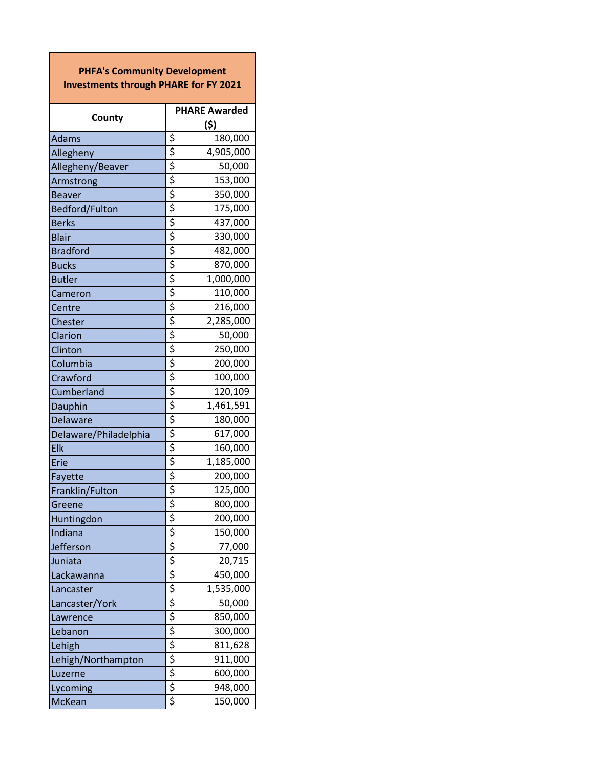| PHFA's Community Development Investments through PHARE for FY 2021 | |
|---|---|
| **County** | **PHARE Awarded ($)** |
| Adams | $ 180,000 |
| Allegheny | $ 4,905,000 |
| Allegheny/Beaver | $ 50,000 |
| Armstrong | $ 153,000 |
| Beaver | $ 350,000 |
| Bedford/Fulton | $ 175,000 |
| Berks | $ 437,000 |
| Blair | $ 330,000 |
| Bradford | $ 482,000 |
| Bucks | $ 870,000 |
| Butler | $ 1,000,000 |
| Cameron | $ 110,000 |
| Centre | $ 216,000 |
| Chester | $ 2,285,000 |
| Clarion | $ 50,000 |
| Clinton | $ 250,000 |
| Columbia | $ 200,000 |
| Crawford | $ 100,000 |
| Cumberland | $ 120,109 |
| Dauphin | $ 1,461,591 |
| Delaware | $ 180,000 |
| Delaware/Philadelphia | $ 617,000 |
| Elk | $ 160,000 |
| Erie | $ 1,185,000 |
| Fayette | $ 200,000 |
| Franklin/Fulton | $ 125,000 |
| Greene | $ 800,000 |
| Huntingdon | $ 200,000 |
| Indiana | $ 150,000 |
| Jefferson | $ 77,000 |
| Juniata | $ 20,715 |
| Lackawanna | $ 450,000 |
| Lancaster | $ 1,535,000 |
| Lancaster/York | $ 50,000 |
| Lawrence | $ 850,000 |
| Lebanon | $ 300,000 |
| Lehigh | $ 811,628 |
| Lehigh/Northampton | $ 911,000 |
| Luzerne | $ 600,000 |
| Lycoming | $ 948,000 |
| McKean | $ 150,000 |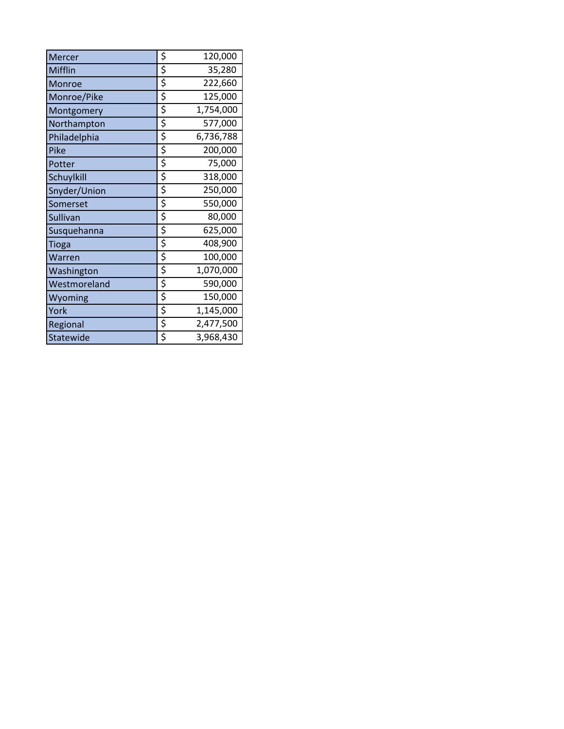| | |
|---|---|
| Mercer | $ 120,000 |
| Mifflin | $ 35,280 |
| Monroe | $ 222,660 |
| Monroe/Pike | $ 125,000 |
| Montgomery | $ 1,754,000 |
| Northampton | $ 577,000 |
| Philadelphia | $ 6,736,788 |
| Pike | $ 200,000 |
| Potter | $ 75,000 |
| Schuylkill | $ 318,000 |
| Snyder/Union | $ 250,000 |
| Somerset | $ 550,000 |
| Sullivan | $ 80,000 |
| Susquehanna | $ 625,000 |
| Tioga | $ 408,900 |
| Warren | $ 100,000 |
| Washington | $ 1,070,000 |
| Westmoreland | $ 590,000 |
| Wyoming | $ 150,000 |
| York | $ 1,145,000 |
| Regional | $ 2,477,500 |
| Statewide | $ 3,968,430 |